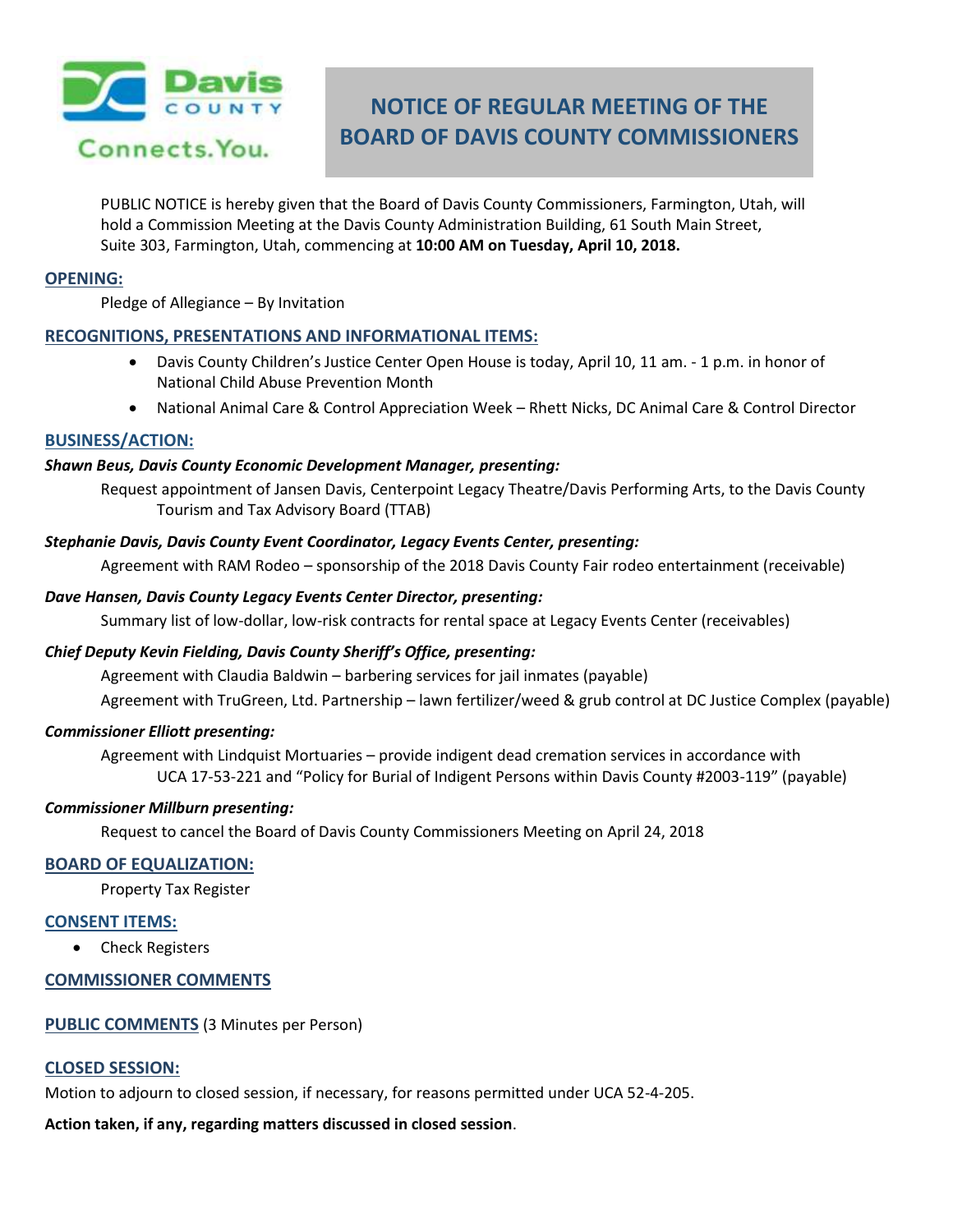# NOTICE OF REGULAR MEETING OF THE BOARD OF DAVIS COUNTY COMMISSIONERS

PUBLIC NOTICE is hereby given that the Board of Davis County Commissioners, Farmington, Utah, will hold a Commission Meeting at the Davis County Administration Building, 61 South Main Street, Suite 303, Farmington, Utah, commencing at **10:00 AM on Tuesday, April 10, 2018.**

## OPENING:

Pledge of Allegiance – By Invitation

## RECOGNITIONS, PRESENTATIONS AND INFORMATIONAL ITEMS:

- Davis County Children's Justice Center Open House is today, April 10, 11 am. - 1 p.m. in honor of National Child Abuse Prevention Month
- National Animal Care & Control Appreciation Week – Rhett Nicks, DC Animal Care & Control Director

## BUSINESS/ACTION:

***Shawn Beus, Davis County Economic Development Manager, presenting:***

Request appointment of Jansen Davis, Centerpoint Legacy Theatre/Davis Performing Arts, to the Davis County Tourism and Tax Advisory Board (TTAB)

***Stephanie Davis, Davis County Event Coordinator, Legacy Events Center, presenting:***

Agreement with RAM Rodeo – sponsorship of the 2018 Davis County Fair rodeo entertainment (receivable)

***Dave Hansen, Davis County Legacy Events Center Director, presenting:***

Summary list of low-dollar, low-risk contracts for rental space at Legacy Events Center (receivables)

***Chief Deputy Kevin Fielding, Davis County Sheriff's Office, presenting:***

Agreement with Claudia Baldwin – barbering services for jail inmates (payable)

Agreement with TruGreen, Ltd. Partnership – lawn fertilizer/weed & grub control at DC Justice Complex (payable)

***Commissioner Elliott presenting:***

Agreement with Lindquist Mortuaries – provide indigent dead cremation services in accordance with UCA 17-53-221 and "Policy for Burial of Indigent Persons within Davis County #2003-119" (payable)

***Commissioner Millburn presenting:***

Request to cancel the Board of Davis County Commissioners Meeting on April 24, 2018

## BOARD OF EQUALIZATION:

Property Tax Register

## CONSENT ITEMS:

- Check Registers

## COMMISSIONER COMMENTS

## PUBLIC COMMENTS (3 Minutes per Person)

## CLOSED SESSION:

Motion to adjourn to closed session, if necessary, for reasons permitted under UCA 52-4-205.

**Action taken, if any, regarding matters discussed in closed session**.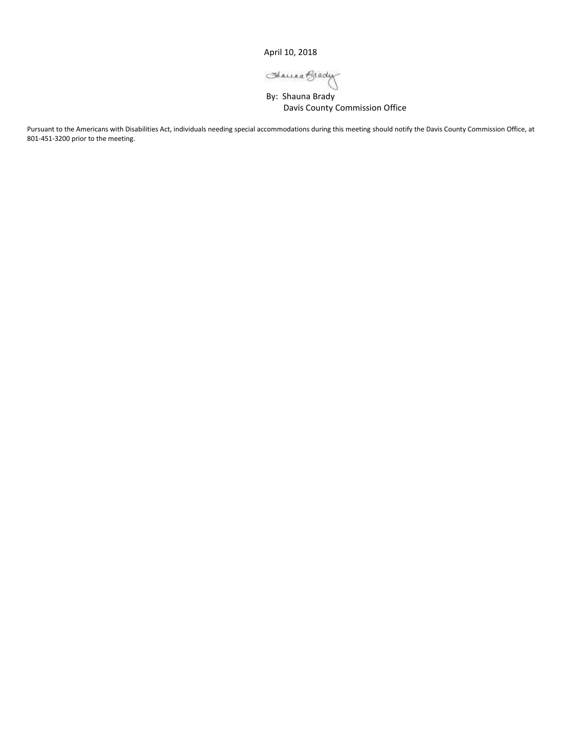April 10, 2018

Shauna Brady

By: Shauna Brady
Davis County Commission Office

Pursuant to the Americans with Disabilities Act, individuals needing special accommodations during this meeting should notify the Davis County Commission Office, at 801-451-3200 prior to the meeting.